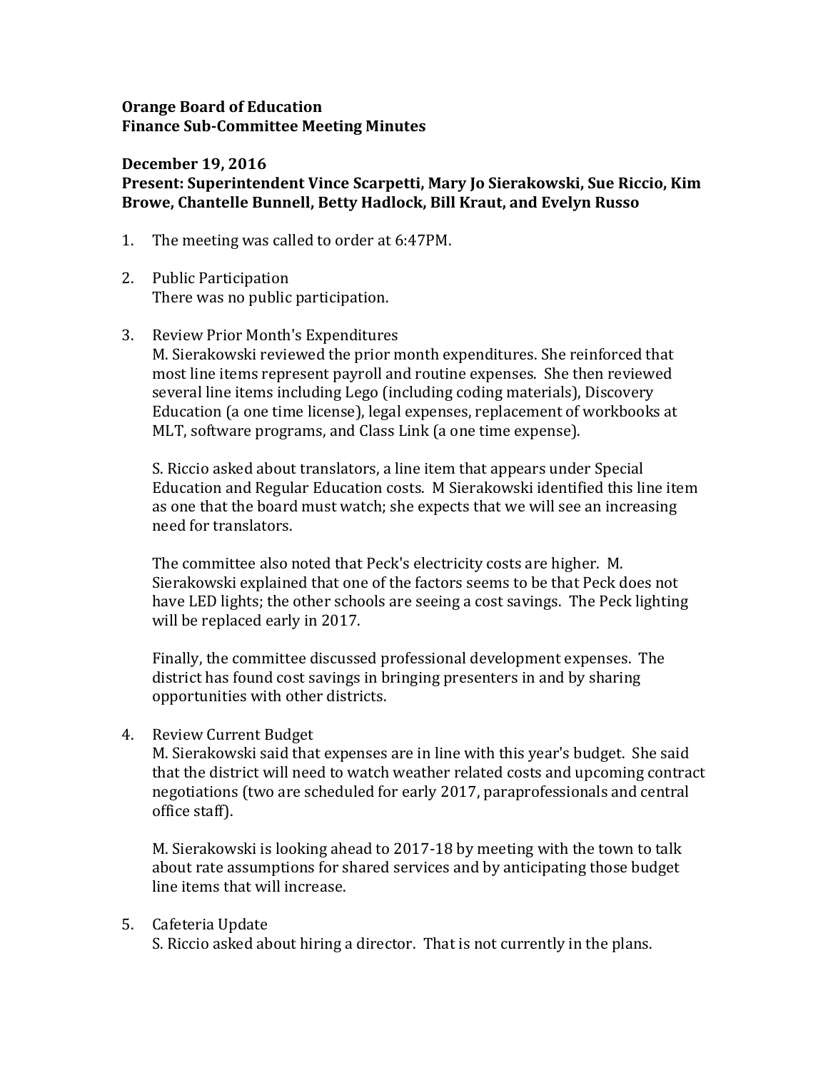**Orange Board of Education**
**Finance Sub-Committee Meeting Minutes**

**December 19, 2016**
**Present: Superintendent Vince Scarpetti, Mary Jo Sierakowski, Sue Riccio, Kim Browe, Chantelle Bunnell, Betty Hadlock, Bill Kraut, and Evelyn Russo**

1. The meeting was called to order at 6:47PM.

2. Public Participation
   There was no public participation.

3. Review Prior Month's Expenditures
   M. Sierakowski reviewed the prior month expenditures. She reinforced that most line items represent payroll and routine expenses. She then reviewed several line items including Lego (including coding materials), Discovery Education (a one time license), legal expenses, replacement of workbooks at MLT, software programs, and Class Link (a one time expense).

   S. Riccio asked about translators, a line item that appears under Special Education and Regular Education costs. M Sierakowski identified this line item as one that the board must watch; she expects that we will see an increasing need for translators.

   The committee also noted that Peck's electricity costs are higher. M. Sierakowski explained that one of the factors seems to be that Peck does not have LED lights; the other schools are seeing a cost savings. The Peck lighting will be replaced early in 2017.

   Finally, the committee discussed professional development expenses. The district has found cost savings in bringing presenters in and by sharing opportunities with other districts.

4. Review Current Budget
   M. Sierakowski said that expenses are in line with this year's budget. She said that the district will need to watch weather related costs and upcoming contract negotiations (two are scheduled for early 2017, paraprofessionals and central office staff).

   M. Sierakowski is looking ahead to 2017-18 by meeting with the town to talk about rate assumptions for shared services and by anticipating those budget line items that will increase.

5. Cafeteria Update
   S. Riccio asked about hiring a director. That is not currently in the plans.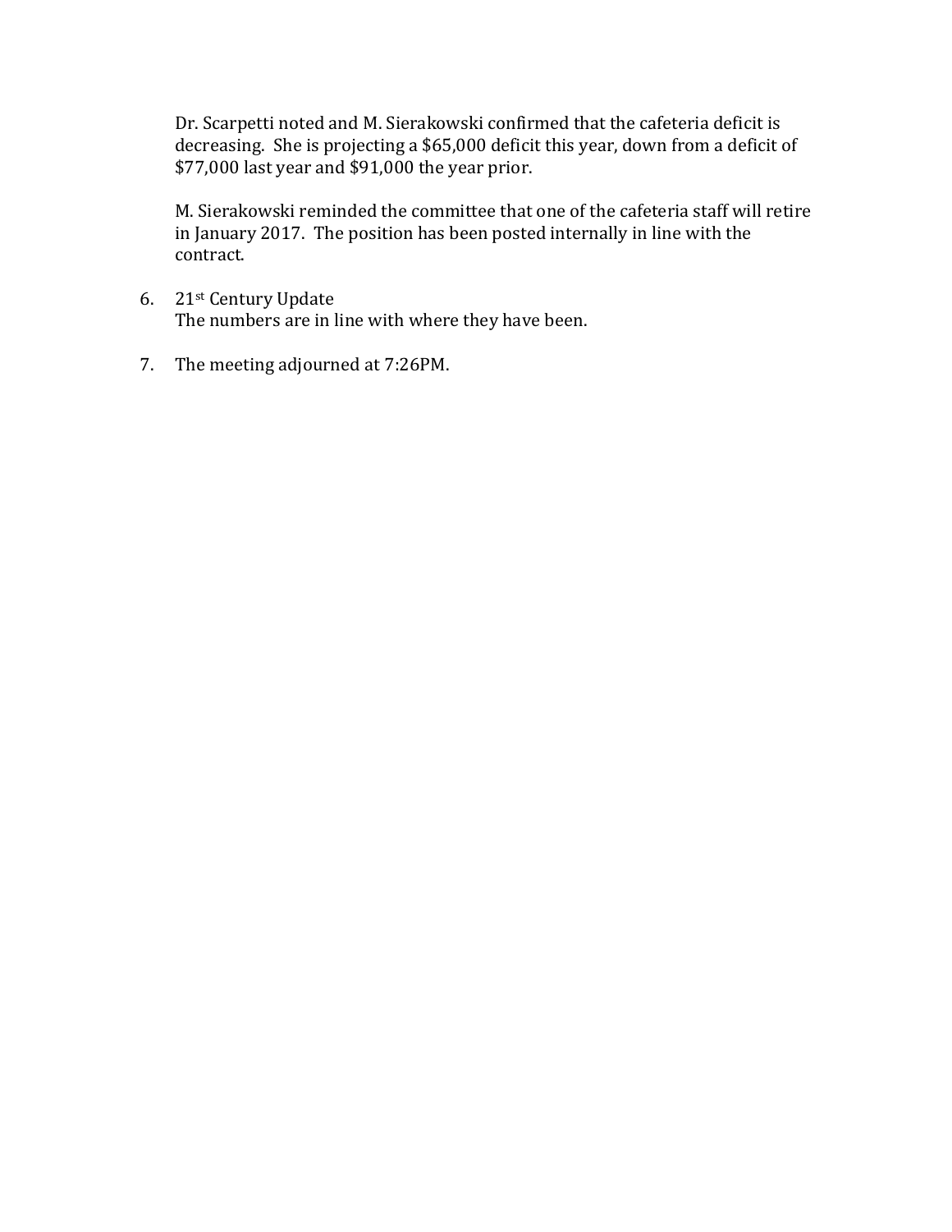Dr. Scarpetti noted and M. Sierakowski confirmed that the cafeteria deficit is decreasing. She is projecting a $65,000 deficit this year, down from a deficit of $77,000 last year and $91,000 the year prior.

M. Sierakowski reminded the committee that one of the cafeteria staff will retire in January 2017. The position has been posted internally in line with the contract.

6. 21st Century Update
   The numbers are in line with where they have been.

7. The meeting adjourned at 7:26PM.